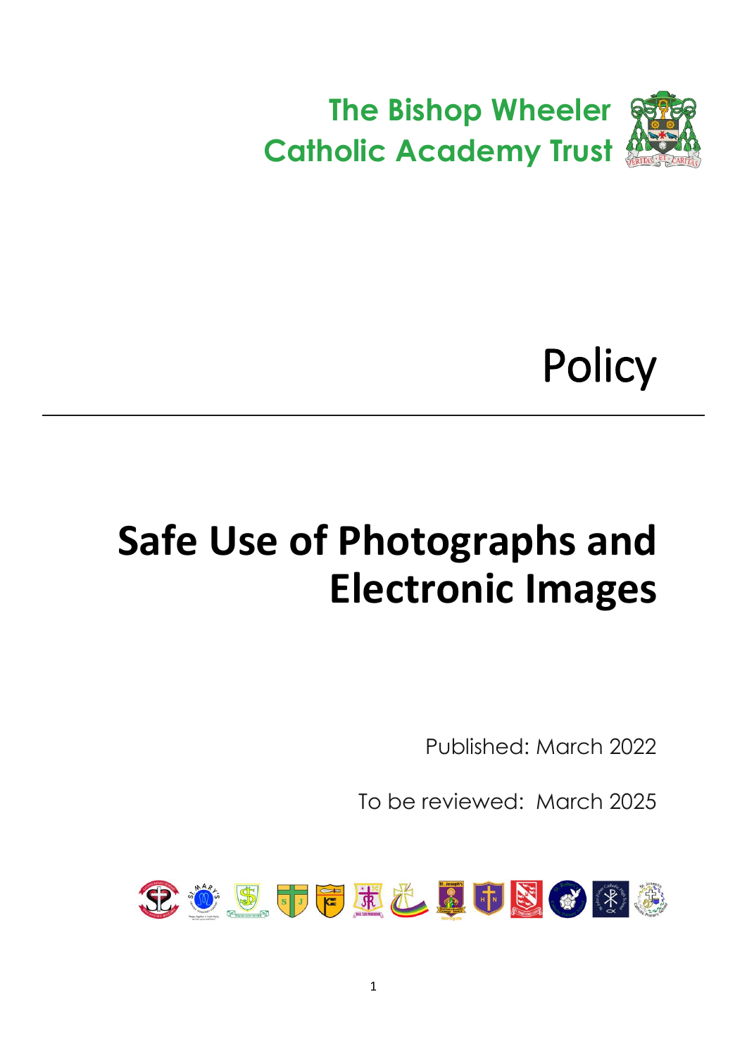The Bishop Wheeler Catholic Academy Trust

Policy

# Safe Use of Photographs and Electronic Images

Published: March 2022

To be reviewed: March 2025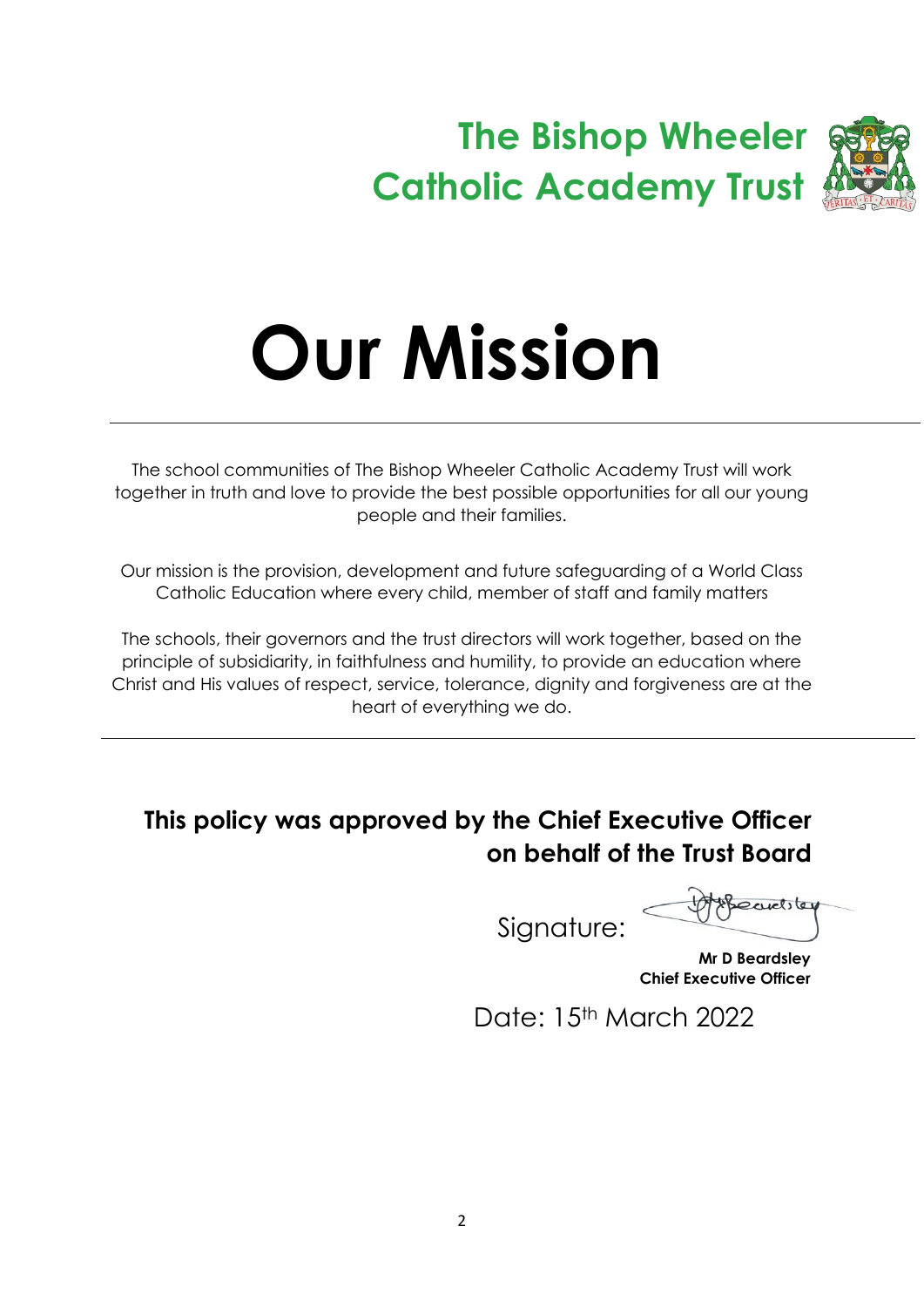**The Bishop Wheeler Catholic Academy Trust**

# Our Mission

---

The school communities of The Bishop Wheeler Catholic Academy Trust will work together in truth and love to provide the best possible opportunities for all our young people and their families.

Our mission is the provision, development and future safeguarding of a World Class Catholic Education where every child, member of staff and family matters

The schools, their governors and the trust directors will work together, based on the principle of subsidiarity, in faithfulness and humility, to provide an education where Christ and His values of respect, service, tolerance, dignity and forgiveness are at the heart of everything we do.

---

## This policy was approved by the Chief Executive Officer on behalf of the Trust Board

Signature:

**Mr D Beardsley**
**Chief Executive Officer**

Date: 15th March 2022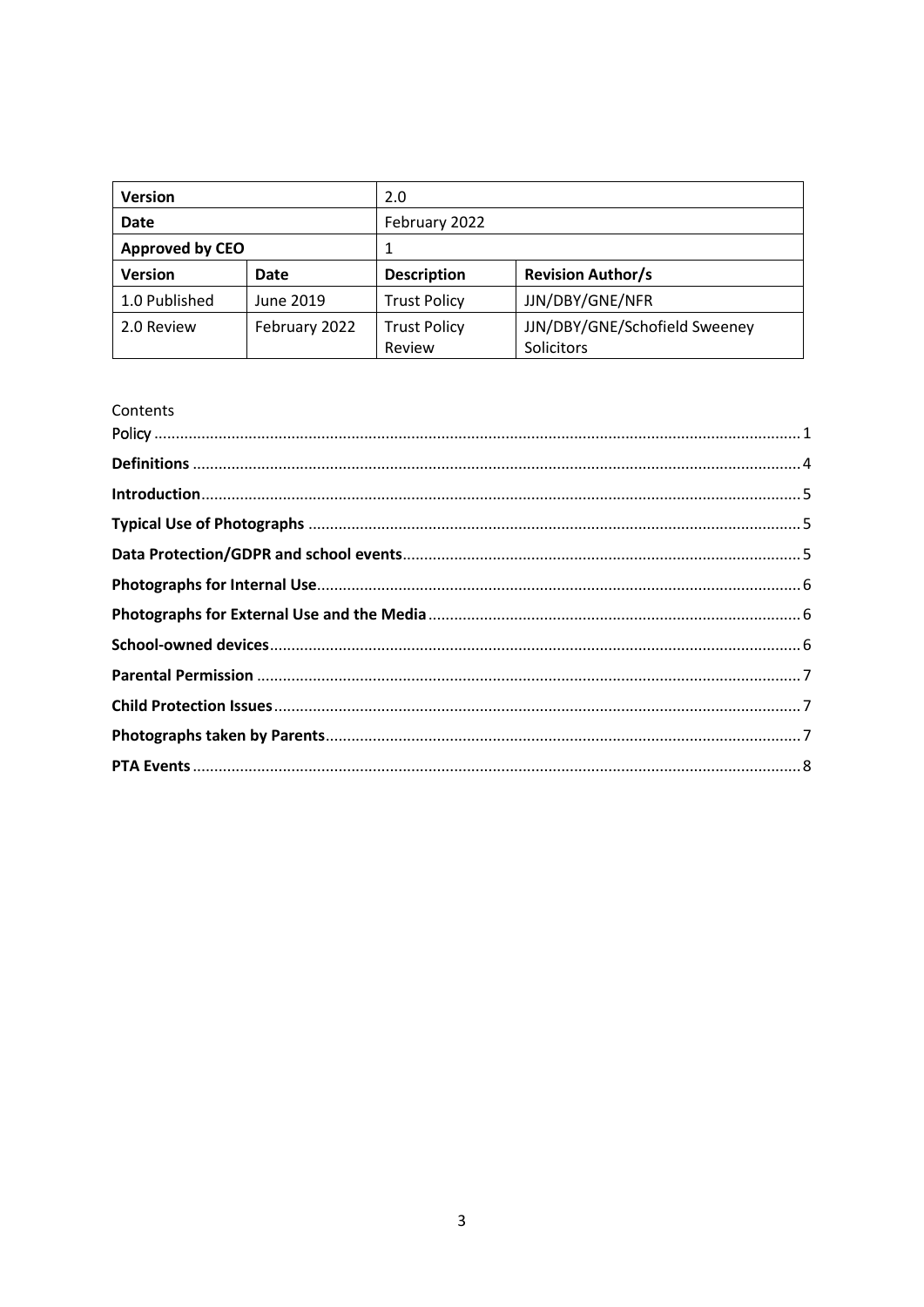| **Version** | | 2.0 | |
|---|---|---|---|
| **Date** | | February 2022 | |
| **Approved by CEO** | | 1 | |
| **Version** | **Date** | **Description** | **Revision Author/s** |
| 1.0 Published | June 2019 | Trust Policy | JJN/DBY/GNE/NFR |
| 2.0 Review | February 2022 | Trust Policy Review | JJN/DBY/GNE/Schofield Sweeney Solicitors |

Contents

Policy .................... 1
**Definitions** .................... 4
**Introduction** .................... 5
**Typical Use of Photographs** .................... 5
**Data Protection/GDPR and school events** .................... 5
**Photographs for Internal Use** .................... 6
**Photographs for External Use and the Media** .................... 6
**School-owned devices** .................... 6
**Parental Permission** .................... 7
**Child Protection Issues** .................... 7
**Photographs taken by Parents** .................... 7
**PTA Events** .................... 8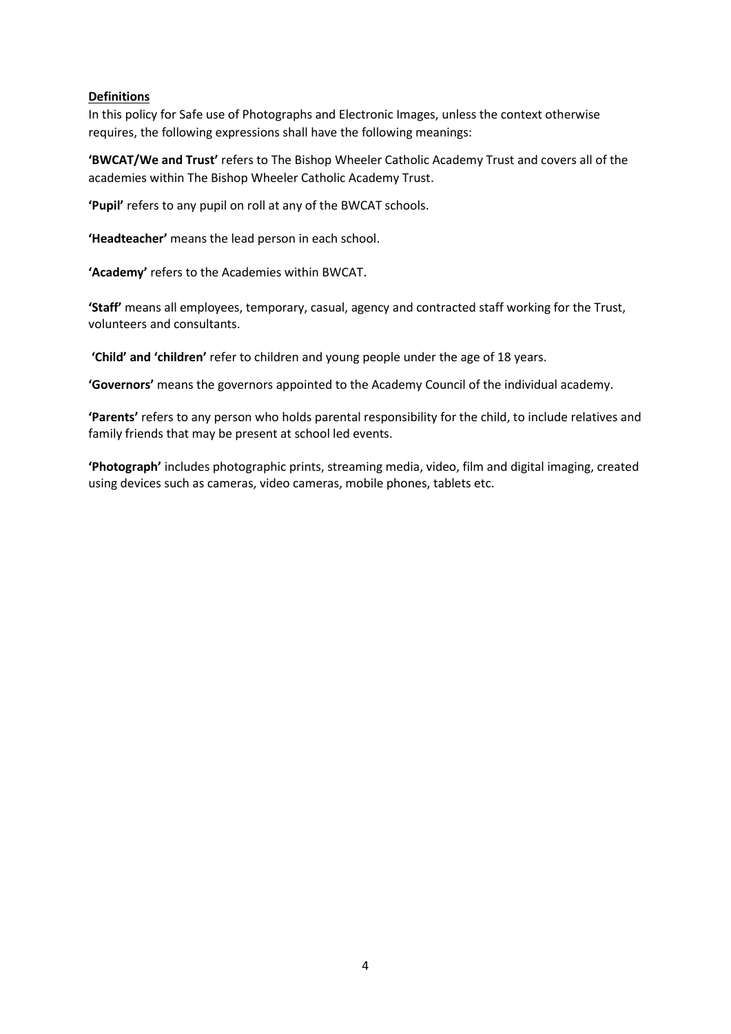**Definitions**

In this policy for Safe use of Photographs and Electronic Images, unless the context otherwise requires, the following expressions shall have the following meanings:

**'BWCAT/We and Trust'** refers to The Bishop Wheeler Catholic Academy Trust and covers all of the academies within The Bishop Wheeler Catholic Academy Trust.

**'Pupil'** refers to any pupil on roll at any of the BWCAT schools.

**'Headteacher'** means the lead person in each school.

**'Academy'** refers to the Academies within BWCAT.

**'Staff'** means all employees, temporary, casual, agency and contracted staff working for the Trust, volunteers and consultants.

**'Child' and 'children'** refer to children and young people under the age of 18 years.

**'Governors'** means the governors appointed to the Academy Council of the individual academy.

**'Parents'** refers to any person who holds parental responsibility for the child, to include relatives and family friends that may be present at school led events.

**'Photograph'** includes photographic prints, streaming media, video, film and digital imaging, created using devices such as cameras, video cameras, mobile phones, tablets etc.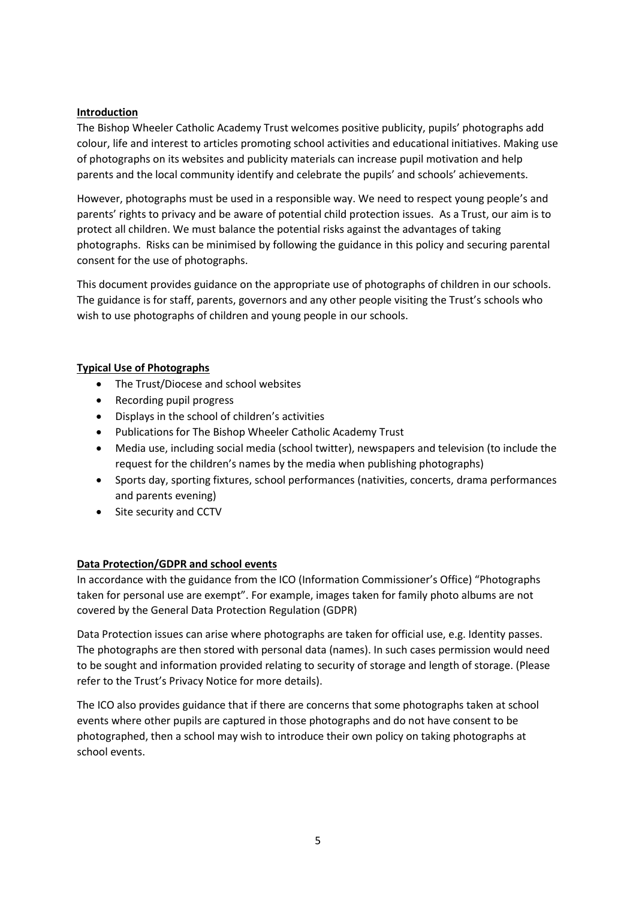## Introduction

The Bishop Wheeler Catholic Academy Trust welcomes positive publicity, pupils' photographs add colour, life and interest to articles promoting school activities and educational initiatives. Making use of photographs on its websites and publicity materials can increase pupil motivation and help parents and the local community identify and celebrate the pupils' and schools' achievements.

However, photographs must be used in a responsible way. We need to respect young people's and parents' rights to privacy and be aware of potential child protection issues. As a Trust, our aim is to protect all children. We must balance the potential risks against the advantages of taking photographs. Risks can be minimised by following the guidance in this policy and securing parental consent for the use of photographs.

This document provides guidance on the appropriate use of photographs of children in our schools. The guidance is for staff, parents, governors and any other people visiting the Trust's schools who wish to use photographs of children and young people in our schools.

## Typical Use of Photographs

- The Trust/Diocese and school websites
- Recording pupil progress
- Displays in the school of children's activities
- Publications for The Bishop Wheeler Catholic Academy Trust
- Media use, including social media (school twitter), newspapers and television (to include the request for the children's names by the media when publishing photographs)
- Sports day, sporting fixtures, school performances (nativities, concerts, drama performances and parents evening)
- Site security and CCTV

## Data Protection/GDPR and school events

In accordance with the guidance from the ICO (Information Commissioner's Office) "Photographs taken for personal use are exempt". For example, images taken for family photo albums are not covered by the General Data Protection Regulation (GDPR)

Data Protection issues can arise where photographs are taken for official use, e.g. Identity passes. The photographs are then stored with personal data (names). In such cases permission would need to be sought and information provided relating to security of storage and length of storage. (Please refer to the Trust's Privacy Notice for more details).

The ICO also provides guidance that if there are concerns that some photographs taken at school events where other pupils are captured in those photographs and do not have consent to be photographed, then a school may wish to introduce their own policy on taking photographs at school events.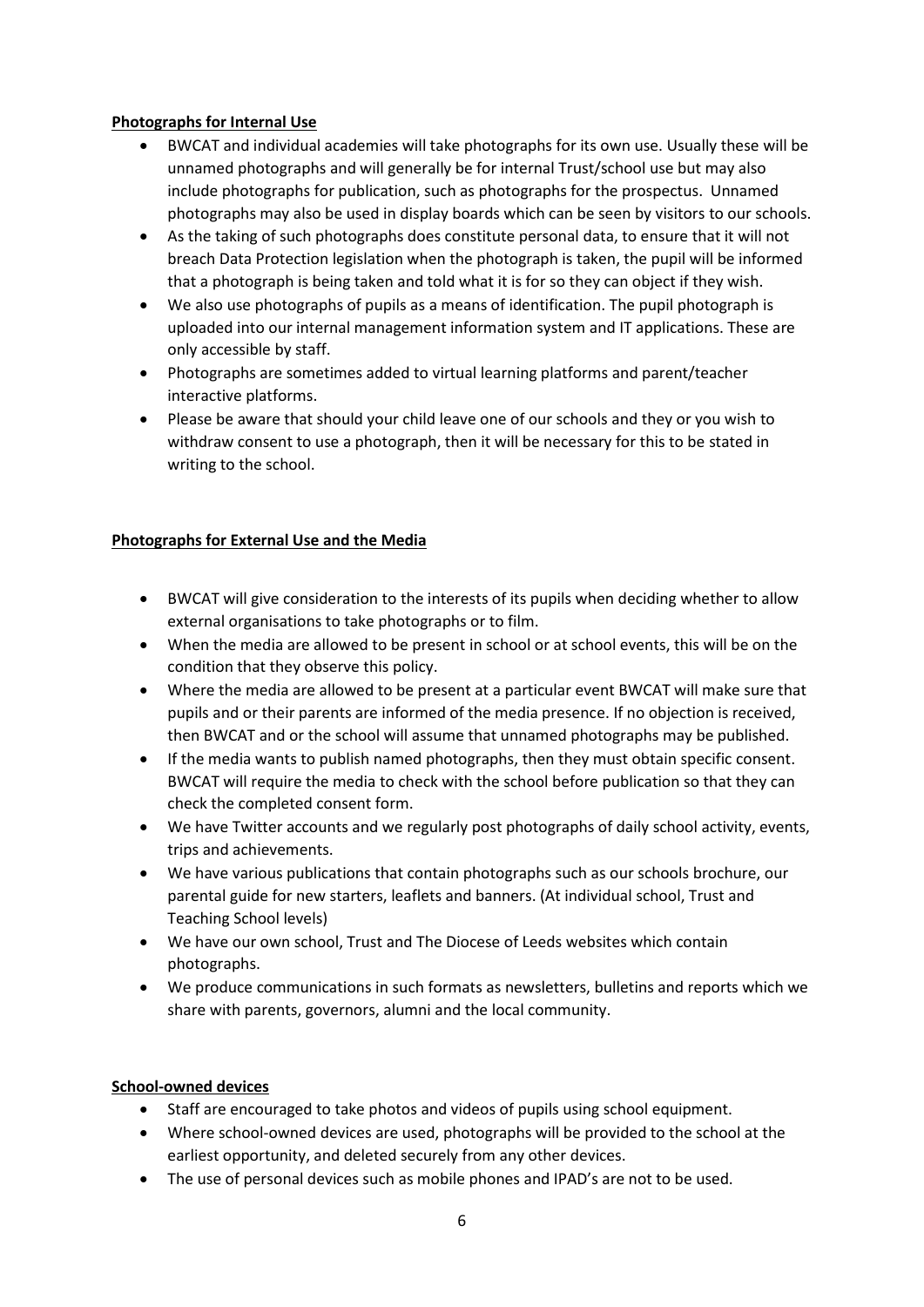**Photographs for Internal Use**

- BWCAT and individual academies will take photographs for its own use. Usually these will be unnamed photographs and will generally be for internal Trust/school use but may also include photographs for publication, such as photographs for the prospectus. Unnamed photographs may also be used in display boards which can be seen by visitors to our schools.
- As the taking of such photographs does constitute personal data, to ensure that it will not breach Data Protection legislation when the photograph is taken, the pupil will be informed that a photograph is being taken and told what it is for so they can object if they wish.
- We also use photographs of pupils as a means of identification. The pupil photograph is uploaded into our internal management information system and IT applications. These are only accessible by staff.
- Photographs are sometimes added to virtual learning platforms and parent/teacher interactive platforms.
- Please be aware that should your child leave one of our schools and they or you wish to withdraw consent to use a photograph, then it will be necessary for this to be stated in writing to the school.

**Photographs for External Use and the Media**

- BWCAT will give consideration to the interests of its pupils when deciding whether to allow external organisations to take photographs or to film.
- When the media are allowed to be present in school or at school events, this will be on the condition that they observe this policy.
- Where the media are allowed to be present at a particular event BWCAT will make sure that pupils and or their parents are informed of the media presence. If no objection is received, then BWCAT and or the school will assume that unnamed photographs may be published.
- If the media wants to publish named photographs, then they must obtain specific consent. BWCAT will require the media to check with the school before publication so that they can check the completed consent form.
- We have Twitter accounts and we regularly post photographs of daily school activity, events, trips and achievements.
- We have various publications that contain photographs such as our schools brochure, our parental guide for new starters, leaflets and banners. (At individual school, Trust and Teaching School levels)
- We have our own school, Trust and The Diocese of Leeds websites which contain photographs.
- We produce communications in such formats as newsletters, bulletins and reports which we share with parents, governors, alumni and the local community.

**School-owned devices**

- Staff are encouraged to take photos and videos of pupils using school equipment.
- Where school-owned devices are used, photographs will be provided to the school at the earliest opportunity, and deleted securely from any other devices.
- The use of personal devices such as mobile phones and IPAD's are not to be used.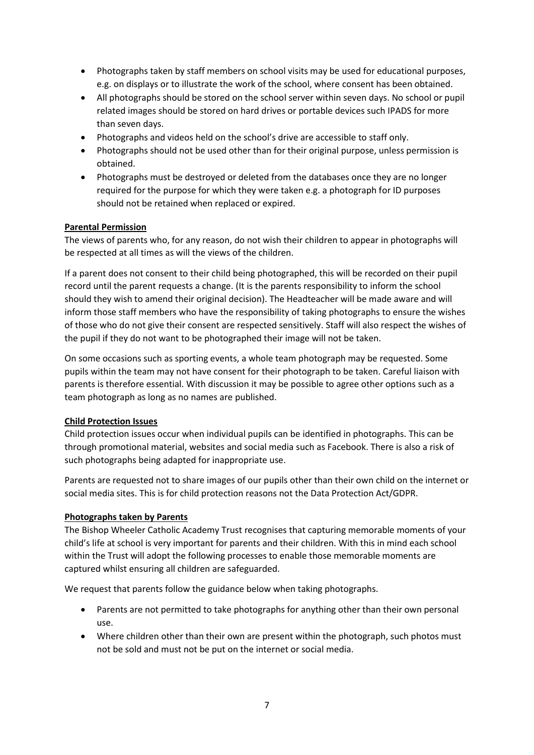- Photographs taken by staff members on school visits may be used for educational purposes, e.g. on displays or to illustrate the work of the school, where consent has been obtained.
- All photographs should be stored on the school server within seven days. No school or pupil related images should be stored on hard drives or portable devices such IPADS for more than seven days.
- Photographs and videos held on the school's drive are accessible to staff only.
- Photographs should not be used other than for their original purpose, unless permission is obtained.
- Photographs must be destroyed or deleted from the databases once they are no longer required for the purpose for which they were taken e.g. a photograph for ID purposes should not be retained when replaced or expired.

**Parental Permission**

The views of parents who, for any reason, do not wish their children to appear in photographs will be respected at all times as will the views of the children.

If a parent does not consent to their child being photographed, this will be recorded on their pupil record until the parent requests a change. (It is the parents responsibility to inform the school should they wish to amend their original decision). The Headteacher will be made aware and will inform those staff members who have the responsibility of taking photographs to ensure the wishes of those who do not give their consent are respected sensitively. Staff will also respect the wishes of the pupil if they do not want to be photographed their image will not be taken.

On some occasions such as sporting events, a whole team photograph may be requested. Some pupils within the team may not have consent for their photograph to be taken. Careful liaison with parents is therefore essential. With discussion it may be possible to agree other options such as a team photograph as long as no names are published.

**Child Protection Issues**

Child protection issues occur when individual pupils can be identified in photographs. This can be through promotional material, websites and social media such as Facebook. There is also a risk of such photographs being adapted for inappropriate use.

Parents are requested not to share images of our pupils other than their own child on the internet or social media sites. This is for child protection reasons not the Data Protection Act/GDPR.

**Photographs taken by Parents**

The Bishop Wheeler Catholic Academy Trust recognises that capturing memorable moments of your child's life at school is very important for parents and their children. With this in mind each school within the Trust will adopt the following processes to enable those memorable moments are captured whilst ensuring all children are safeguarded.

We request that parents follow the guidance below when taking photographs.

- Parents are not permitted to take photographs for anything other than their own personal use.
- Where children other than their own are present within the photograph, such photos must not be sold and must not be put on the internet or social media.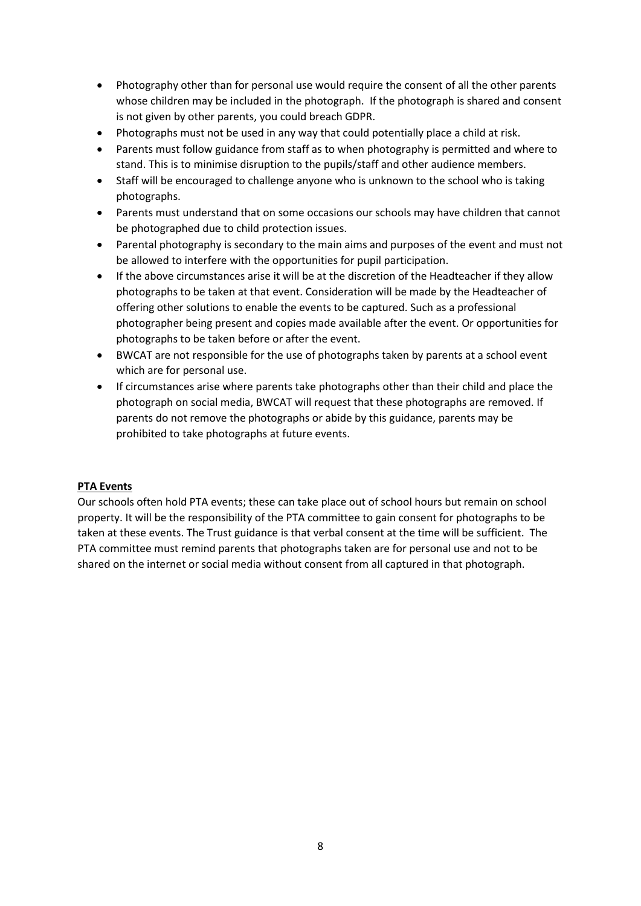- Photography other than for personal use would require the consent of all the other parents whose children may be included in the photograph. If the photograph is shared and consent is not given by other parents, you could breach GDPR.
- Photographs must not be used in any way that could potentially place a child at risk.
- Parents must follow guidance from staff as to when photography is permitted and where to stand. This is to minimise disruption to the pupils/staff and other audience members.
- Staff will be encouraged to challenge anyone who is unknown to the school who is taking photographs.
- Parents must understand that on some occasions our schools may have children that cannot be photographed due to child protection issues.
- Parental photography is secondary to the main aims and purposes of the event and must not be allowed to interfere with the opportunities for pupil participation.
- If the above circumstances arise it will be at the discretion of the Headteacher if they allow photographs to be taken at that event. Consideration will be made by the Headteacher of offering other solutions to enable the events to be captured. Such as a professional photographer being present and copies made available after the event. Or opportunities for photographs to be taken before or after the event.
- BWCAT are not responsible for the use of photographs taken by parents at a school event which are for personal use.
- If circumstances arise where parents take photographs other than their child and place the photograph on social media, BWCAT will request that these photographs are removed. If parents do not remove the photographs or abide by this guidance, parents may be prohibited to take photographs at future events.

**PTA Events**

Our schools often hold PTA events; these can take place out of school hours but remain on school property. It will be the responsibility of the PTA committee to gain consent for photographs to be taken at these events. The Trust guidance is that verbal consent at the time will be sufficient. The PTA committee must remind parents that photographs taken are for personal use and not to be shared on the internet or social media without consent from all captured in that photograph.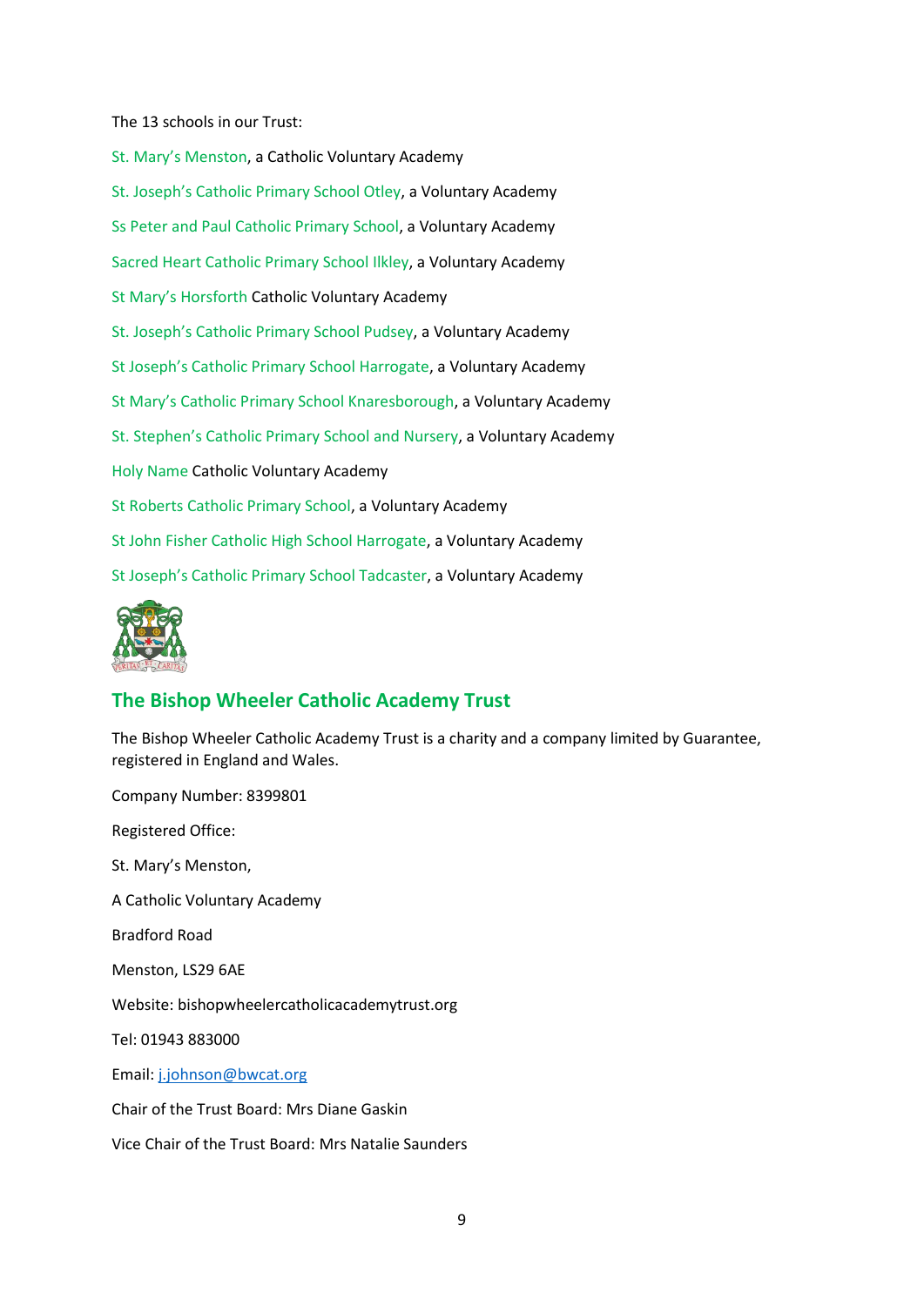The 13 schools in our Trust:

St. Mary's Menston, a Catholic Voluntary Academy

St. Joseph's Catholic Primary School Otley, a Voluntary Academy

Ss Peter and Paul Catholic Primary School, a Voluntary Academy

Sacred Heart Catholic Primary School Ilkley, a Voluntary Academy

St Mary's Horsforth Catholic Voluntary Academy

St. Joseph's Catholic Primary School Pudsey, a Voluntary Academy

St Joseph's Catholic Primary School Harrogate, a Voluntary Academy

St Mary's Catholic Primary School Knaresborough, a Voluntary Academy

St. Stephen's Catholic Primary School and Nursery, a Voluntary Academy

Holy Name Catholic Voluntary Academy

St Roberts Catholic Primary School, a Voluntary Academy

St John Fisher Catholic High School Harrogate, a Voluntary Academy

St Joseph's Catholic Primary School Tadcaster, a Voluntary Academy

## The Bishop Wheeler Catholic Academy Trust

The Bishop Wheeler Catholic Academy Trust is a charity and a company limited by Guarantee, registered in England and Wales.

Company Number: 8399801

Registered Office:

St. Mary's Menston,

A Catholic Voluntary Academy

Bradford Road

Menston, LS29 6AE

Website: bishopwheelercatholicacademytrust.org

Tel: 01943 883000

Email: j.johnson@bwcat.org

Chair of the Trust Board: Mrs Diane Gaskin

Vice Chair of the Trust Board: Mrs Natalie Saunders